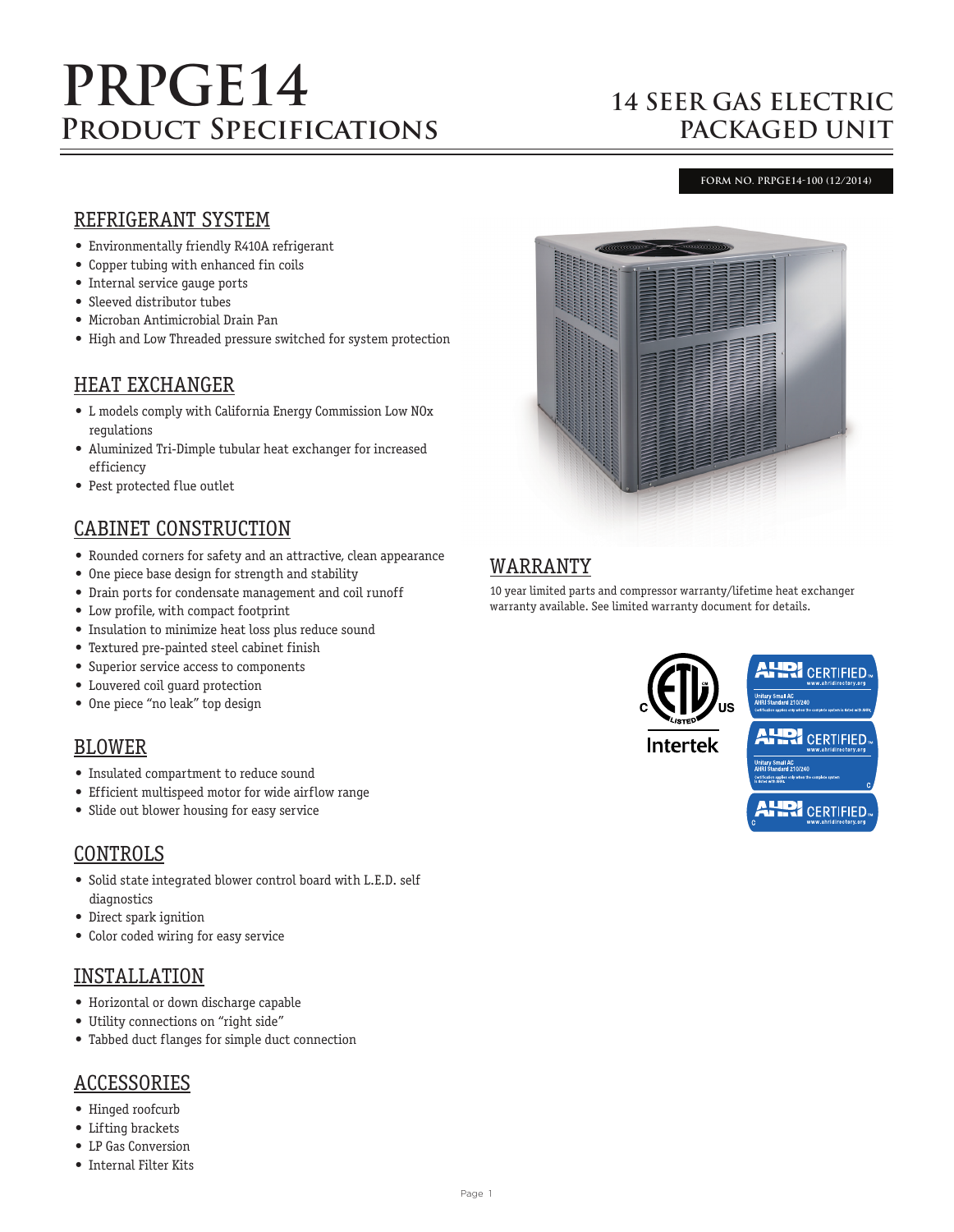# PRPGE14
## Product Specifications

## 14 SEER GAS ELECTRIC PACKAGED UNIT

FORM NO. PRPGE14-100 (12/2014)

### REFRIGERANT SYSTEM

- Environmentally friendly R410A refrigerant
- Copper tubing with enhanced fin coils
- Internal service gauge ports
- Sleeved distributor tubes
- Microban Antimicrobial Drain Pan
- High and Low Threaded pressure switched for system protection

### HEAT EXCHANGER

- L models comply with California Energy Commission Low NOx regulations
- Aluminized Tri-Dimple tubular heat exchanger for increased efficiency
- Pest protected flue outlet

### CABINET CONSTRUCTION

- Rounded corners for safety and an attractive, clean appearance
- One piece base design for strength and stability
- Drain ports for condensate management and coil runoff
- Low profile, with compact footprint
- Insulation to minimize heat loss plus reduce sound
- Textured pre-painted steel cabinet finish
- Superior service access to components
- Louvered coil guard protection
- One piece "no leak" top design

### BLOWER

- Insulated compartment to reduce sound
- Efficient multispeed motor for wide airflow range
- Slide out blower housing for easy service

### CONTROLS

- Solid state integrated blower control board with L.E.D. self diagnostics
- Direct spark ignition
- Color coded wiring for easy service

### INSTALLATION

- Horizontal or down discharge capable
- Utility connections on "right side"
- Tabbed duct flanges for simple duct connection

### ACCESSORIES

- Hinged roofcurb
- Lifting brackets
- LP Gas Conversion
- Internal Filter Kits

### WARRANTY

10 year limited parts and compressor warranty/lifetime heat exchanger warranty available. See limited warranty document for details.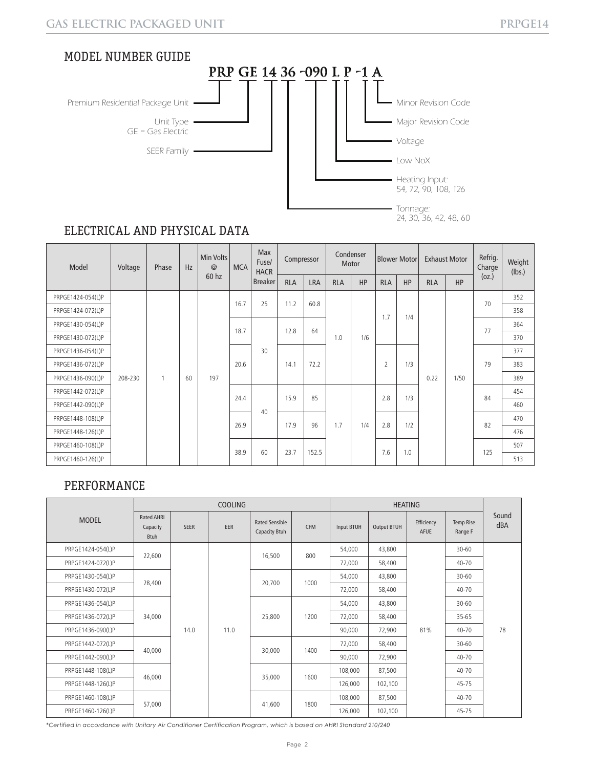## MODEL NUMBER GUIDE

**PRP GE 14 36 -090 L P -1 A**

- PRP — Premium Residential Package Unit
- GE — Unit Type: GE = Gas Electric
- 14 — SEER Family
- 36 — Tonnage: 24, 30, 36, 42, 48, 60
- 090 — Heating Input: 54, 72, 90, 108, 126
- L — Low NoX
- P — Voltage
- 1 — Major Revision Code
- A — Minor Revision Code

## ELECTRICAL AND PHYSICAL DATA

| Model | Voltage | Phase | Hz | Min Volts @ 60 hz | MCA | Max Fuse/ HACR Breaker | Compressor | | Condenser Motor | | Blower Motor | | Exhaust Motor | | Refrig. Charge (oz.) | Weight (lbs.) |
|---|---|---|---|---|---|---|---|---|---|---|---|---|---|---|---|---|
| | | | | | | | RLA | LRA | RLA | HP | RLA | HP | RLA | HP | | |
| PRPGE1424-054(L)P | 208-230 | 1 | 60 | 197 | 16.7 | 25 | 11.2 | 60.8 | 1.0 | 1/6 | 1.7 | 1/4 | 0.22 | 1/50 | 70 | 352 |
| PRPGE1424-072(L)P | 208-230 | 1 | 60 | 197 | 16.7 | 25 | 11.2 | 60.8 | 1.0 | 1/6 | 1.7 | 1/4 | 0.22 | 1/50 | 70 | 358 |
| PRPGE1430-054(L)P | 208-230 | 1 | 60 | 197 | 18.7 | 30 | 12.8 | 64 | 1.0 | 1/6 | 1.7 | 1/4 | 0.22 | 1/50 | 77 | 364 |
| PRPGE1430-072(L)P | 208-230 | 1 | 60 | 197 | 18.7 | 30 | 12.8 | 64 | 1.0 | 1/6 | 1.7 | 1/4 | 0.22 | 1/50 | 77 | 370 |
| PRPGE1436-054(L)P | 208-230 | 1 | 60 | 197 | 20.6 | 30 | 14.1 | 72.2 | 1.0 | 1/6 | 2 | 1/3 | 0.22 | 1/50 | 79 | 377 |
| PRPGE1436-072(L)P | 208-230 | 1 | 60 | 197 | 20.6 | 30 | 14.1 | 72.2 | 1.0 | 1/6 | 2 | 1/3 | 0.22 | 1/50 | 79 | 383 |
| PRPGE1436-090(L)P | 208-230 | 1 | 60 | 197 | 20.6 | 30 | 14.1 | 72.2 | 1.0 | 1/6 | 2 | 1/3 | 0.22 | 1/50 | 79 | 389 |
| PRPGE1442-072(L)P | 208-230 | 1 | 60 | 197 | 24.4 | 40 | 15.9 | 85 | 1.7 | 1/4 | 2.8 | 1/3 | 0.22 | 1/50 | 84 | 454 |
| PRPGE1442-090(L)P | 208-230 | 1 | 60 | 197 | 24.4 | 40 | 15.9 | 85 | 1.7 | 1/4 | 2.8 | 1/3 | 0.22 | 1/50 | 84 | 460 |
| PRPGE1448-108(L)P | 208-230 | 1 | 60 | 197 | 26.9 | 40 | 17.9 | 96 | 1.7 | 1/4 | 2.8 | 1/2 | 0.22 | 1/50 | 82 | 470 |
| PRPGE1448-126(L)P | 208-230 | 1 | 60 | 197 | 26.9 | 40 | 17.9 | 96 | 1.7 | 1/4 | 2.8 | 1/2 | 0.22 | 1/50 | 82 | 476 |
| PRPGE1460-108(L)P | 208-230 | 1 | 60 | 197 | 38.9 | 60 | 23.7 | 152.5 | 1.7 | 1/4 | 7.6 | 1.0 | 0.22 | 1/50 | 125 | 507 |
| PRPGE1460-126(L)P | 208-230 | 1 | 60 | 197 | 38.9 | 60 | 23.7 | 152.5 | 1.7 | 1/4 | 7.6 | 1.0 | 0.22 | 1/50 | 125 | 513 |

## PERFORMANCE

| MODEL | COOLING | | | | | HEATING | | | | Sound dBA |
|---|---|---|---|---|---|---|---|---|---|---|
| | Rated AHRI Capacity Btuh | SEER | EER | Rated Sensible Capacity Btuh | CFM | Input BTUH | Output BTUH | Efficiency AFUE | Temp Rise Range F | |
| PRPGE1424-054(L)P | 22,600 | 14.0 | 11.0 | 16,500 | 800 | 54,000 | 43,800 | 81% | 30-60 | 78 |
| PRPGE1424-072(L)P | 22,600 | 14.0 | 11.0 | 16,500 | 800 | 72,000 | 58,400 | 81% | 40-70 | 78 |
| PRPGE1430-054(L)P | 28,400 | 14.0 | 11.0 | 20,700 | 1000 | 54,000 | 43,800 | 81% | 30-60 | 78 |
| PRPGE1430-072(L)P | 28,400 | 14.0 | 11.0 | 20,700 | 1000 | 72,000 | 58,400 | 81% | 40-70 | 78 |
| PRPGE1436-054(L)P | 34,000 | 14.0 | 11.0 | 25,800 | 1200 | 54,000 | 43,800 | 81% | 30-60 | 78 |
| PRPGE1436-072(L)P | 34,000 | 14.0 | 11.0 | 25,800 | 1200 | 72,000 | 58,400 | 81% | 35-65 | 78 |
| PRPGE1436-090(L)P | 34,000 | 14.0 | 11.0 | 25,800 | 1200 | 90,000 | 72,900 | 81% | 40-70 | 78 |
| PRPGE1442-072(L)P | 40,000 | 14.0 | 11.0 | 30,000 | 1400 | 72,000 | 58,400 | 81% | 30-60 | 78 |
| PRPGE1442-090(L)P | 40,000 | 14.0 | 11.0 | 30,000 | 1400 | 90,000 | 72,900 | 81% | 40-70 | 78 |
| PRPGE1448-108(L)P | 46,000 | 14.0 | 11.0 | 35,000 | 1600 | 108,000 | 87,500 | 81% | 40-70 | 78 |
| PRPGE1448-126(L)P | 46,000 | 14.0 | 11.0 | 35,000 | 1600 | 126,000 | 102,100 | 81% | 45-75 | 78 |
| PRPGE1460-108(L)P | 57,000 | 14.0 | 11.0 | 41,600 | 1800 | 108,000 | 87,500 | 81% | 40-70 | 78 |
| PRPGE1460-126(L)P | 57,000 | 14.0 | 11.0 | 41,600 | 1800 | 126,000 | 102,100 | 81% | 45-75 | 78 |

*\*Certified in accordance with Unitary Air Conditioner Certification Program, which is based on AHRI Standard 210/240*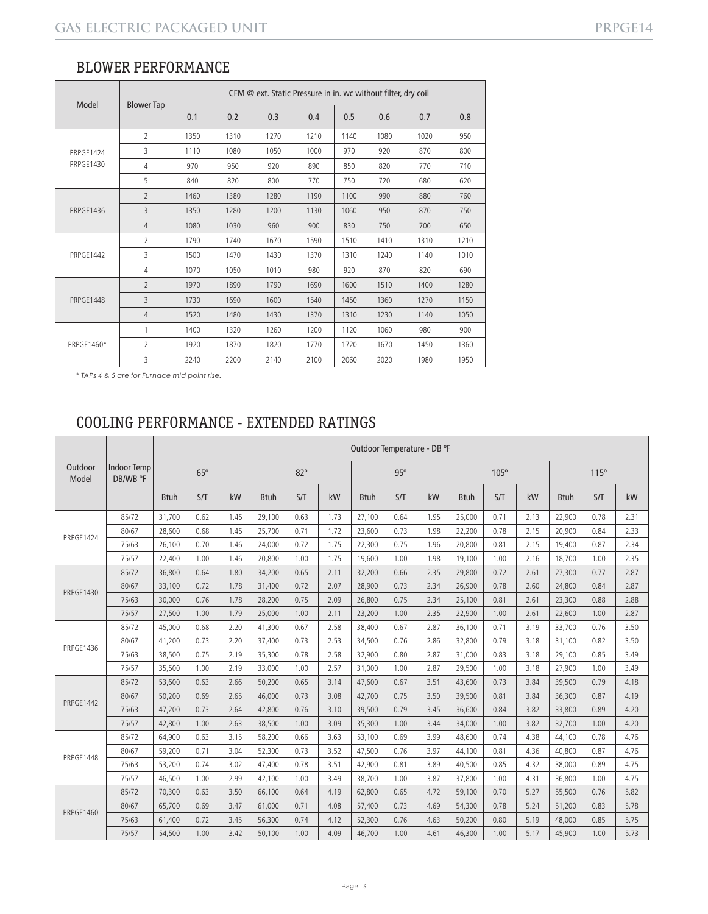## BLOWER PERFORMANCE

| Model | Blower Tap | CFM @ ext. Static Pressure in in. wc without filter, dry coil | | | | | | | |
|---|---|---|---|---|---|---|---|---|---|
| | | 0.1 | 0.2 | 0.3 | 0.4 | 0.5 | 0.6 | 0.7 | 0.8 |
| PRPGE1424 PRPGE1430 | 2 | 1350 | 1310 | 1270 | 1210 | 1140 | 1080 | 1020 | 950 |
| | 3 | 1110 | 1080 | 1050 | 1000 | 970 | 920 | 870 | 800 |
| | 4 | 970 | 950 | 920 | 890 | 850 | 820 | 770 | 710 |
| | 5 | 840 | 820 | 800 | 770 | 750 | 720 | 680 | 620 |
| PRPGE1436 | 2 | 1460 | 1380 | 1280 | 1190 | 1100 | 990 | 880 | 760 |
| | 3 | 1350 | 1280 | 1200 | 1130 | 1060 | 950 | 870 | 750 |
| | 4 | 1080 | 1030 | 960 | 900 | 830 | 750 | 700 | 650 |
| PRPGE1442 | 2 | 1790 | 1740 | 1670 | 1590 | 1510 | 1410 | 1310 | 1210 |
| | 3 | 1500 | 1470 | 1430 | 1370 | 1310 | 1240 | 1140 | 1010 |
| | 4 | 1070 | 1050 | 1010 | 980 | 920 | 870 | 820 | 690 |
| PRPGE1448 | 2 | 1970 | 1890 | 1790 | 1690 | 1600 | 1510 | 1400 | 1280 |
| | 3 | 1730 | 1690 | 1600 | 1540 | 1450 | 1360 | 1270 | 1150 |
| | 4 | 1520 | 1480 | 1430 | 1370 | 1310 | 1230 | 1140 | 1050 |
| PRPGE1460* | 1 | 1400 | 1320 | 1260 | 1200 | 1120 | 1060 | 980 | 900 |
| | 2 | 1920 | 1870 | 1820 | 1770 | 1720 | 1670 | 1450 | 1360 |
| | 3 | 2240 | 2200 | 2140 | 2100 | 2060 | 2020 | 1980 | 1950 |

*\* TAPs 4 & 5 are for Furnace mid point rise.*

## COOLING PERFORMANCE - EXTENDED RATINGS

| Outdoor Model | Indoor Temp DB/WB °F | Outdoor Temperature - DB °F | | | | | | | | | | | | | | |
|---|---|---|---|---|---|---|---|---|---|---|---|---|---|---|---|---|
| | | 65° | | | 82° | | | 95° | | | 105° | | | 115° | | |
| | | Btuh | S/T | kW | Btuh | S/T | kW | Btuh | S/T | kW | Btuh | S/T | kW | Btuh | S/T | kW |
| PRPGE1424 | 85/72 | 31,700 | 0.62 | 1.45 | 29,100 | 0.63 | 1.73 | 27,100 | 0.64 | 1.95 | 25,000 | 0.71 | 2.13 | 22,900 | 0.78 | 2.31 |
| | 80/67 | 28,600 | 0.68 | 1.45 | 25,700 | 0.71 | 1.72 | 23,600 | 0.73 | 1.98 | 22,200 | 0.78 | 2.15 | 20,900 | 0.84 | 2.33 |
| | 75/63 | 26,100 | 0.70 | 1.46 | 24,000 | 0.72 | 1.75 | 22,300 | 0.75 | 1.96 | 20,800 | 0.81 | 2.15 | 19,400 | 0.87 | 2.34 |
| | 75/57 | 22,400 | 1.00 | 1.46 | 20,800 | 1.00 | 1.75 | 19,600 | 1.00 | 1.98 | 19,100 | 1.00 | 2.16 | 18,700 | 1.00 | 2.35 |
| PRPGE1430 | 85/72 | 36,800 | 0.64 | 1.80 | 34,200 | 0.65 | 2.11 | 32,200 | 0.66 | 2.35 | 29,800 | 0.72 | 2.61 | 27,300 | 0.77 | 2.87 |
| | 80/67 | 33,100 | 0.72 | 1.78 | 31,400 | 0.72 | 2.07 | 28,900 | 0.73 | 2.34 | 26,900 | 0.78 | 2.60 | 24,800 | 0.84 | 2.87 |
| | 75/63 | 30,000 | 0.76 | 1.78 | 28,200 | 0.75 | 2.09 | 26,800 | 0.75 | 2.34 | 25,100 | 0.81 | 2.61 | 23,300 | 0.88 | 2.88 |
| | 75/57 | 27,500 | 1.00 | 1.79 | 25,000 | 1.00 | 2.11 | 23,200 | 1.00 | 2.35 | 22,900 | 1.00 | 2.61 | 22,600 | 1.00 | 2.87 |
| PRPGE1436 | 85/72 | 45,000 | 0.68 | 2.20 | 41,300 | 0.67 | 2.58 | 38,400 | 0.67 | 2.87 | 36,100 | 0.71 | 3.19 | 33,700 | 0.76 | 3.50 |
| | 80/67 | 41,200 | 0.73 | 2.20 | 37,400 | 0.73 | 2.53 | 34,500 | 0.76 | 2.86 | 32,800 | 0.79 | 3.18 | 31,100 | 0.82 | 3.50 |
| | 75/63 | 38,500 | 0.75 | 2.19 | 35,300 | 0.78 | 2.58 | 32,900 | 0.80 | 2.87 | 31,000 | 0.83 | 3.18 | 29,100 | 0.85 | 3.49 |
| | 75/57 | 35,500 | 1.00 | 2.19 | 33,000 | 1.00 | 2.57 | 31,000 | 1.00 | 2.87 | 29,500 | 1.00 | 3.18 | 27,900 | 1.00 | 3.49 |
| PRPGE1442 | 85/72 | 53,600 | 0.63 | 2.66 | 50,200 | 0.65 | 3.14 | 47,600 | 0.67 | 3.51 | 43,600 | 0.73 | 3.84 | 39,500 | 0.79 | 4.18 |
| | 80/67 | 50,200 | 0.69 | 2.65 | 46,000 | 0.73 | 3.08 | 42,700 | 0.75 | 3.50 | 39,500 | 0.81 | 3.84 | 36,300 | 0.87 | 4.19 |
| | 75/63 | 47,200 | 0.73 | 2.64 | 42,800 | 0.76 | 3.10 | 39,500 | 0.79 | 3.45 | 36,600 | 0.84 | 3.82 | 33,800 | 0.89 | 4.20 |
| | 75/57 | 42,800 | 1.00 | 2.63 | 38,500 | 1.00 | 3.09 | 35,300 | 1.00 | 3.44 | 34,000 | 1.00 | 3.82 | 32,700 | 1.00 | 4.20 |
| PRPGE1448 | 85/72 | 64,900 | 0.63 | 3.15 | 58,200 | 0.66 | 3.63 | 53,100 | 0.69 | 3.99 | 48,600 | 0.74 | 4.38 | 44,100 | 0.78 | 4.76 |
| | 80/67 | 59,200 | 0.71 | 3.04 | 52,300 | 0.73 | 3.52 | 47,500 | 0.76 | 3.97 | 44,100 | 0.81 | 4.36 | 40,800 | 0.87 | 4.76 |
| | 75/63 | 53,200 | 0.74 | 3.02 | 47,400 | 0.78 | 3.51 | 42,900 | 0.81 | 3.89 | 40,500 | 0.85 | 4.32 | 38,000 | 0.89 | 4.75 |
| | 75/57 | 46,500 | 1.00 | 2.99 | 42,100 | 1.00 | 3.49 | 38,700 | 1.00 | 3.87 | 37,800 | 1.00 | 4.31 | 36,800 | 1.00 | 4.75 |
| PRPGE1460 | 85/72 | 70,300 | 0.63 | 3.50 | 66,100 | 0.64 | 4.19 | 62,800 | 0.65 | 4.72 | 59,100 | 0.70 | 5.27 | 55,500 | 0.76 | 5.82 |
| | 80/67 | 65,700 | 0.69 | 3.47 | 61,000 | 0.71 | 4.08 | 57,400 | 0.73 | 4.69 | 54,300 | 0.78 | 5.24 | 51,200 | 0.83 | 5.78 |
| | 75/63 | 61,400 | 0.72 | 3.45 | 56,300 | 0.74 | 4.12 | 52,300 | 0.76 | 4.63 | 50,200 | 0.80 | 5.19 | 48,000 | 0.85 | 5.75 |
| | 75/57 | 54,500 | 1.00 | 3.42 | 50,100 | 1.00 | 4.09 | 46,700 | 1.00 | 4.61 | 46,300 | 1.00 | 5.17 | 45,900 | 1.00 | 5.73 |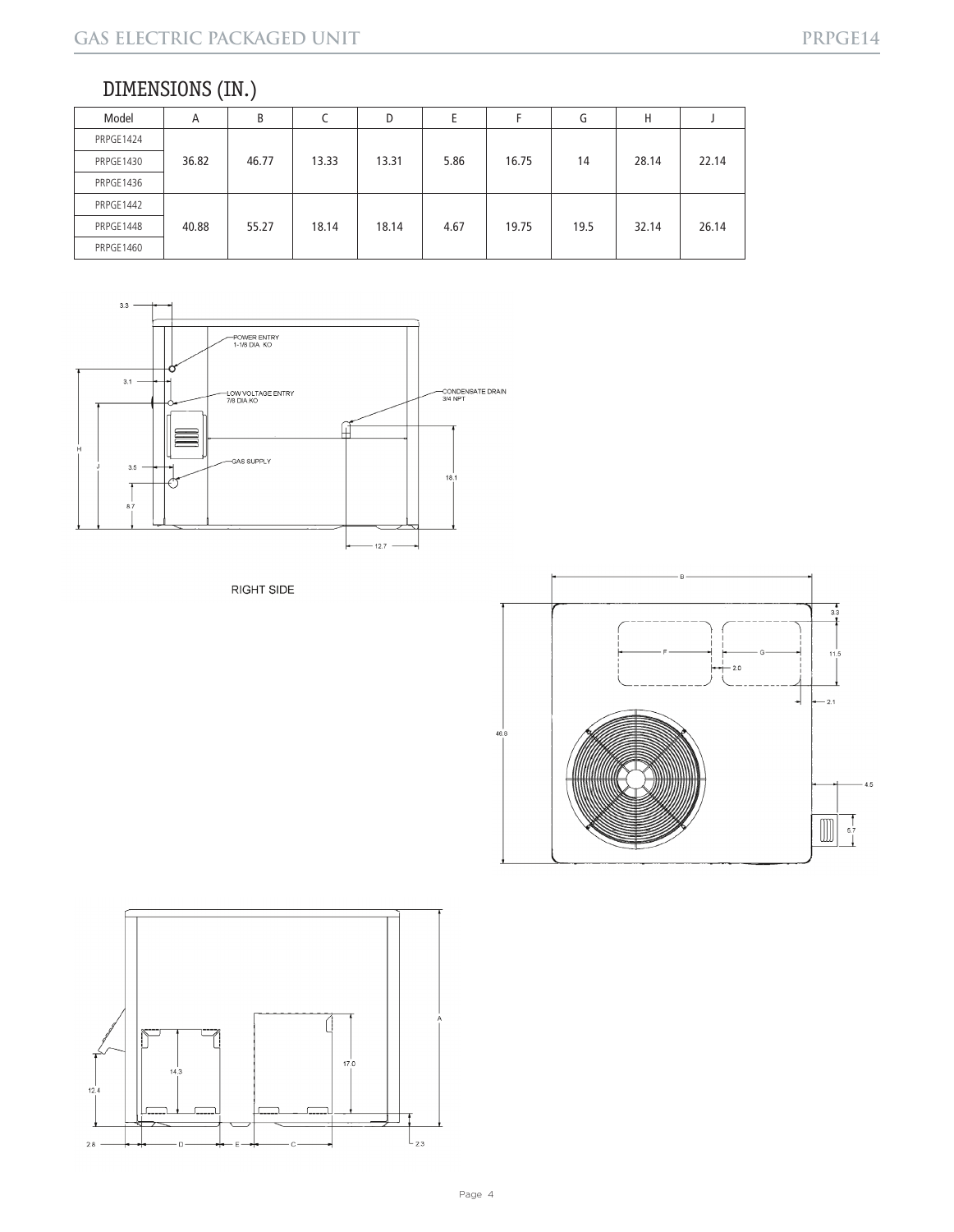## DIMENSIONS (IN.)

| Model | A | B | C | D | E | F | G | H | J |
|---|---|---|---|---|---|---|---|---|---|
| PRPGE1424 | 36.82 | 46.77 | 13.33 | 13.31 | 5.86 | 16.75 | 14 | 28.14 | 22.14 |
| PRPGE1430 | | | | | | | | | |
| PRPGE1436 | | | | | | | | | |
| PRPGE1442 | 40.88 | 55.27 | 18.14 | 18.14 | 4.67 | 19.75 | 19.5 | 32.14 | 26.14 |
| PRPGE1448 | | | | | | | | | |
| PRPGE1460 | | | | | | | | | |

POWER ENTRY 1-1/8 DIA KO

LOW VOLTAGE ENTRY 7/8 DIA KO

GAS SUPPLY

CONDENSATE DRAIN 3/4 NPT

RIGHT SIDE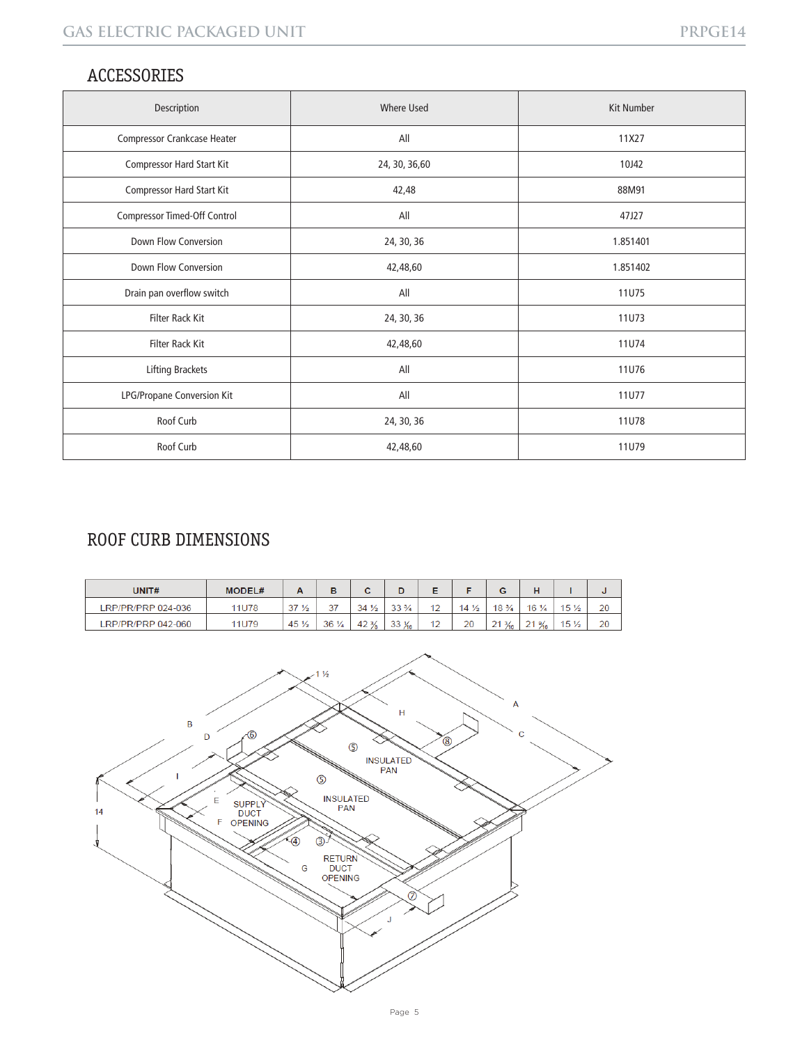## ACCESSORIES

| Description | Where Used | Kit Number |
|---|---|---|
| Compressor Crankcase Heater | All | 11X27 |
| Compressor Hard Start Kit | 24, 30, 36,60 | 10J42 |
| Compressor Hard Start Kit | 42,48 | 88M91 |
| Compressor Timed-Off Control | All | 47J27 |
| Down Flow Conversion | 24, 30, 36 | 1.851401 |
| Down Flow Conversion | 42,48,60 | 1.851402 |
| Drain pan overflow switch | All | 11U75 |
| Filter Rack Kit | 24, 30, 36 | 11U73 |
| Filter Rack Kit | 42,48,60 | 11U74 |
| Lifting Brackets | All | 11U76 |
| LPG/Propane Conversion Kit | All | 11U77 |
| Roof Curb | 24, 30, 36 | 11U78 |
| Roof Curb | 42,48,60 | 11U79 |

## ROOF CURB DIMENSIONS

| UNIT# | MODEL# | A | B | C | D | E | F | G | H | I | J |
|---|---|---|---|---|---|---|---|---|---|---|---|
| LRP/PR/PRP 024-036 | 11U78 | 37 ½ | 37 | 34 ½ | 33 ¾ | 12 | 14 ½ | 18 ¾ | 16 ¼ | 15 ½ | 20 |
| LRP/PR/PRP 042-060 | 11U79 | 45 ½ | 36 ¼ | 42 ⅜ | 33 ⁷⁄₁₆ | 12 | 20 | 21 ⁵⁄₁₆ | 21 ⁹⁄₁₆ | 15 ½ | 20 |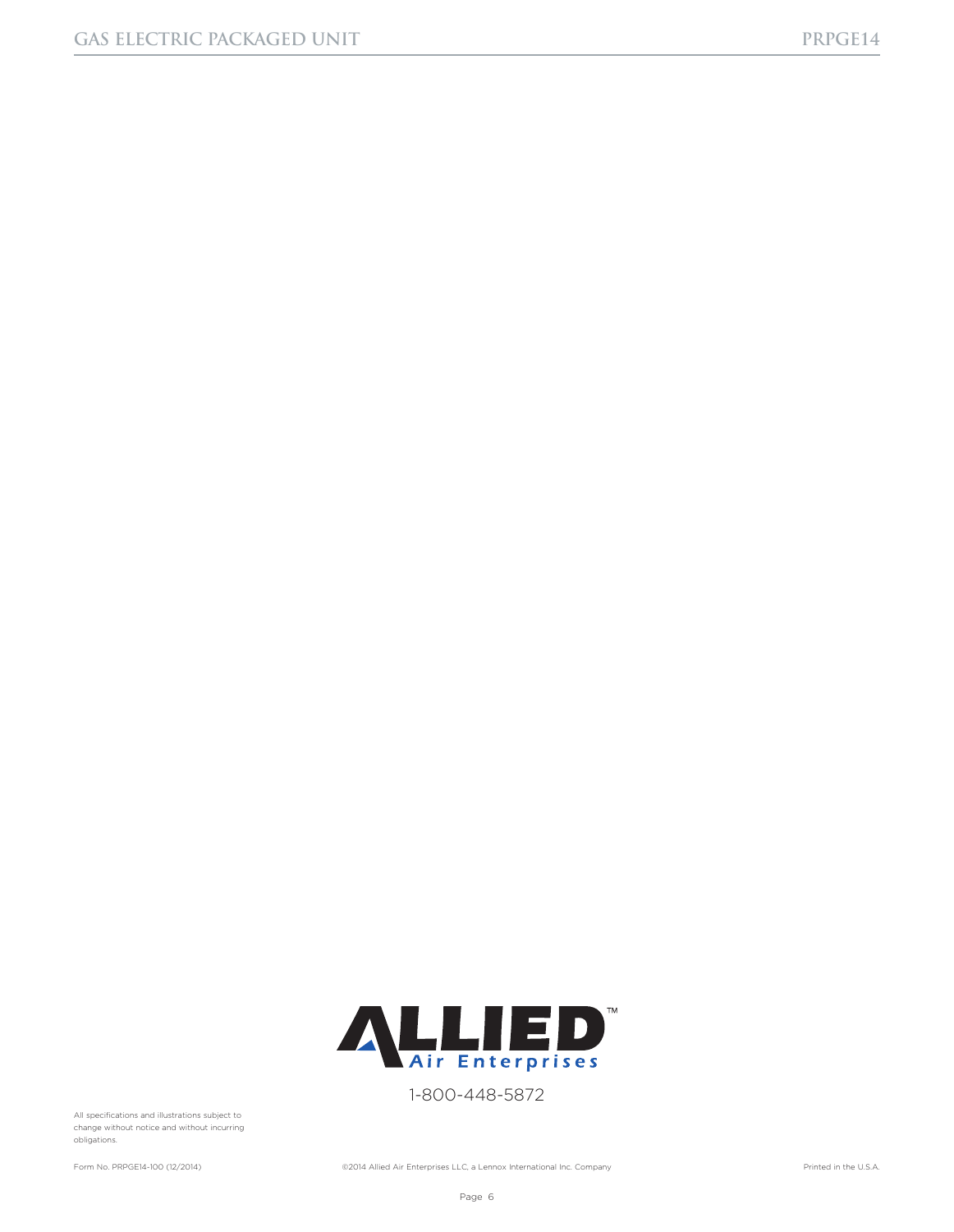ALLIED™ Air Enterprises

1-800-448-5872

All specifications and illustrations subject to change without notice and without incurring obligations.

Form No. PRPGE14-100 (12/2014)

©2014 Allied Air Enterprises LLC, a Lennox International Inc. Company

Printed in the U.S.A.